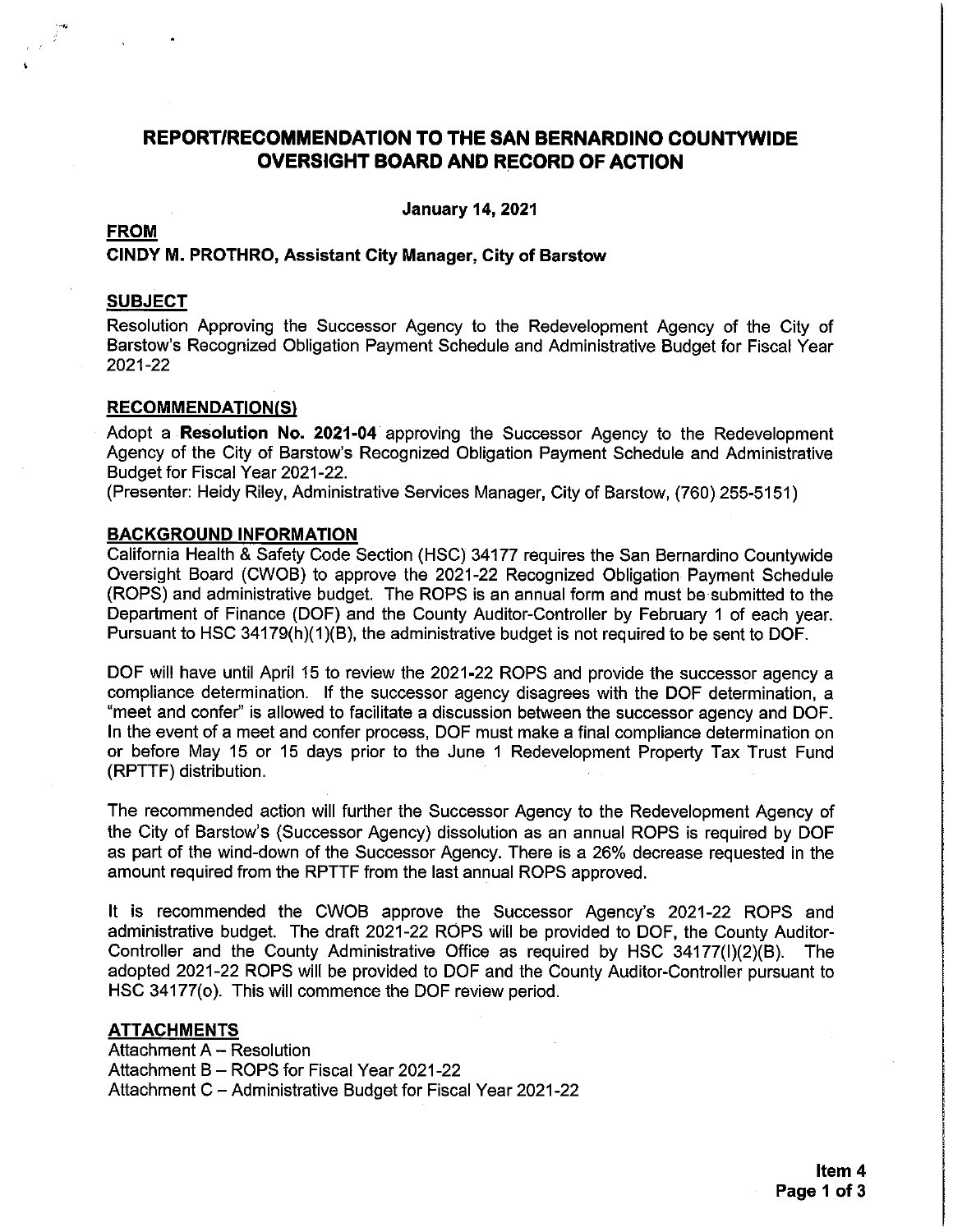# REPORT/RECOMMENDATION TO THE SAN BERNARDINO COUNTYWIDE OVERSIGHT BOARD AND RECORD OF ACTION

**January 14, 2021**

**FROM**

**CINDY M. PROTHRO, Assistant City Manager, City of Barstow**

**SUBJECT**

Resolution Approving the Successor Agency to the Redevelopment Agency of the City of Barstow's Recognized Obligation Payment Schedule and Administrative Budget for Fiscal Year 2021-22

**RECOMMENDATION(S)**

Adopt a **Resolution No. 2021-04** approving the Successor Agency to the Redevelopment Agency of the City of Barstow's Recognized Obligation Payment Schedule and Administrative Budget for Fiscal Year 2021-22.

(Presenter: Heidy Riley, Administrative Services Manager, City of Barstow, (760) 255-5151)

**BACKGROUND INFORMATION**

California Health & Safety Code Section (HSC) 34177 requires the San Bernardino Countywide Oversight Board (CWOB) to approve the 2021-22 Recognized Obligation Payment Schedule (ROPS) and administrative budget. The ROPS is an annual form and must be submitted to the Department of Finance (DOF) and the County Auditor-Controller by February 1 of each year. Pursuant to HSC 34179(h)(1)(B), the administrative budget is not required to be sent to DOF.

DOF will have until April 15 to review the 2021-22 ROPS and provide the successor agency a compliance determination. If the successor agency disagrees with the DOF determination, a "meet and confer" is allowed to facilitate a discussion between the successor agency and DOF. In the event of a meet and confer process, DOF must make a final compliance determination on or before May 15 or 15 days prior to the June 1 Redevelopment Property Tax Trust Fund (RPTTF) distribution.

The recommended action will further the Successor Agency to the Redevelopment Agency of the City of Barstow's (Successor Agency) dissolution as an annual ROPS is required by DOF as part of the wind-down of the Successor Agency. There is a 26% decrease requested in the amount required from the RPTTF from the last annual ROPS approved.

It is recommended the CWOB approve the Successor Agency's 2021-22 ROPS and administrative budget. The draft 2021-22 ROPS will be provided to DOF, the County Auditor-Controller and the County Administrative Office as required by HSC 34177(l)(2)(B). The adopted 2021-22 ROPS will be provided to DOF and the County Auditor-Controller pursuant to HSC 34177(o). This will commence the DOF review period.

**ATTACHMENTS**

Attachment A – Resolution
Attachment B – ROPS for Fiscal Year 2021-22
Attachment C – Administrative Budget for Fiscal Year 2021-22

**Item 4**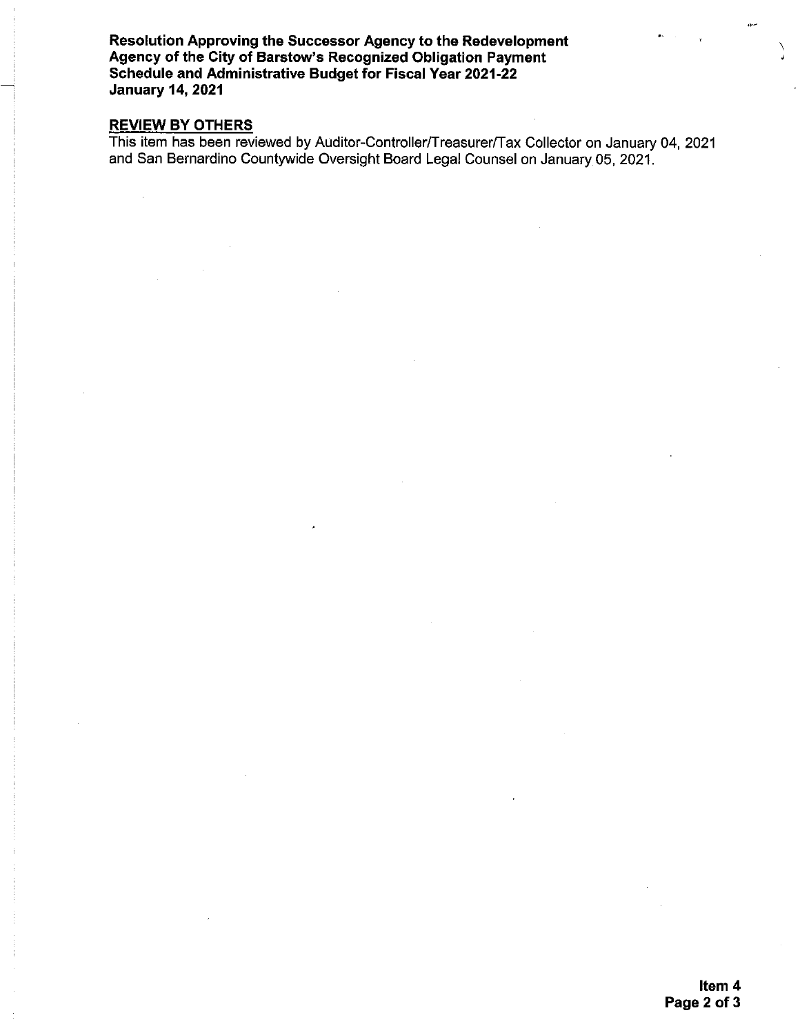## REVIEW BY OTHERS

This item has been reviewed by Auditor-Controller/Treasurer/Tax Collector on January 04, 2021 and San Bernardino Countywide Oversight Board Legal Counsel on January 05, 2021.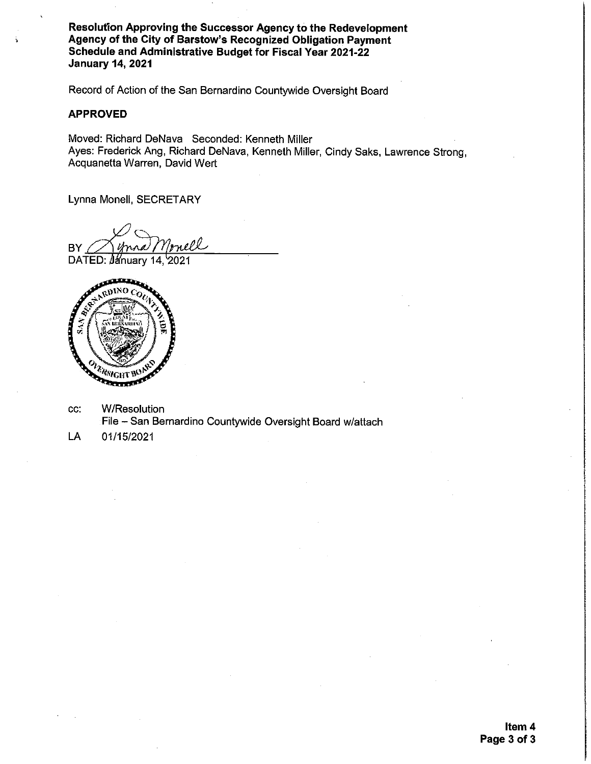**Resolution Approving the Successor Agency to the Redevelopment Agency of the City of Barstow's Recognized Obligation Payment Schedule and Administrative Budget for Fiscal Year 2021-22**
**January 14, 2021**

Record of Action of the San Bernardino Countywide Oversight Board

**APPROVED**

Moved: Richard DeNava Seconded: Kenneth Miller
Ayes: Frederick Ang, Richard DeNava, Kenneth Miller, Cindy Saks, Lawrence Strong, Acquanetta Warren, David Wert

Lynna Monell, SECRETARY

BY Lynna Monell
DATED: January 14, 2021

cc: W/Resolution
File – San Bernardino Countywide Oversight Board w/attach

LA 01/15/2021

Item 4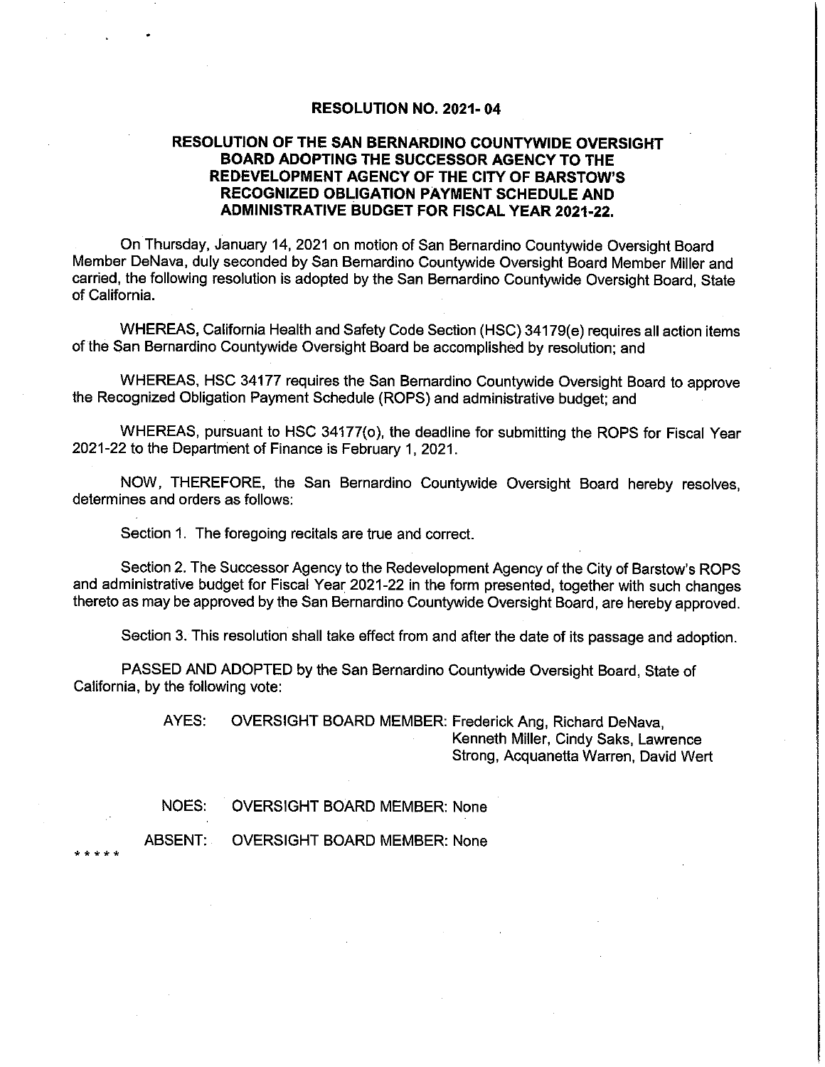**RESOLUTION NO. 2021- 04**

**RESOLUTION OF THE SAN BERNARDINO COUNTYWIDE OVERSIGHT BOARD ADOPTING THE SUCCESSOR AGENCY TO THE REDEVELOPMENT AGENCY OF THE CITY OF BARSTOW'S RECOGNIZED OBLIGATION PAYMENT SCHEDULE AND ADMINISTRATIVE BUDGET FOR FISCAL YEAR 2021-22.**

On Thursday, January 14, 2021 on motion of San Bernardino Countywide Oversight Board Member DeNava, duly seconded by San Bernardino Countywide Oversight Board Member Miller and carried, the following resolution is adopted by the San Bernardino Countywide Oversight Board, State of California.

WHEREAS, California Health and Safety Code Section (HSC) 34179(e) requires all action items of the San Bernardino Countywide Oversight Board be accomplished by resolution; and

WHEREAS, HSC 34177 requires the San Bernardino Countywide Oversight Board to approve the Recognized Obligation Payment Schedule (ROPS) and administrative budget; and

WHEREAS, pursuant to HSC 34177(o), the deadline for submitting the ROPS for Fiscal Year 2021-22 to the Department of Finance is February 1, 2021.

NOW, THEREFORE, the San Bernardino Countywide Oversight Board hereby resolves, determines and orders as follows:

Section 1. The foregoing recitals are true and correct.

Section 2. The Successor Agency to the Redevelopment Agency of the City of Barstow's ROPS and administrative budget for Fiscal Year 2021-22 in the form presented, together with such changes thereto as may be approved by the San Bernardino Countywide Oversight Board, are hereby approved.

Section 3. This resolution shall take effect from and after the date of its passage and adoption.

PASSED AND ADOPTED by the San Bernardino Countywide Oversight Board, State of California, by the following vote:

AYES: OVERSIGHT BOARD MEMBER: Frederick Ang, Richard DeNava, Kenneth Miller, Cindy Saks, Lawrence Strong, Acquanetta Warren, David Wert

NOES: OVERSIGHT BOARD MEMBER: None

ABSENT: OVERSIGHT BOARD MEMBER: None

* * * * *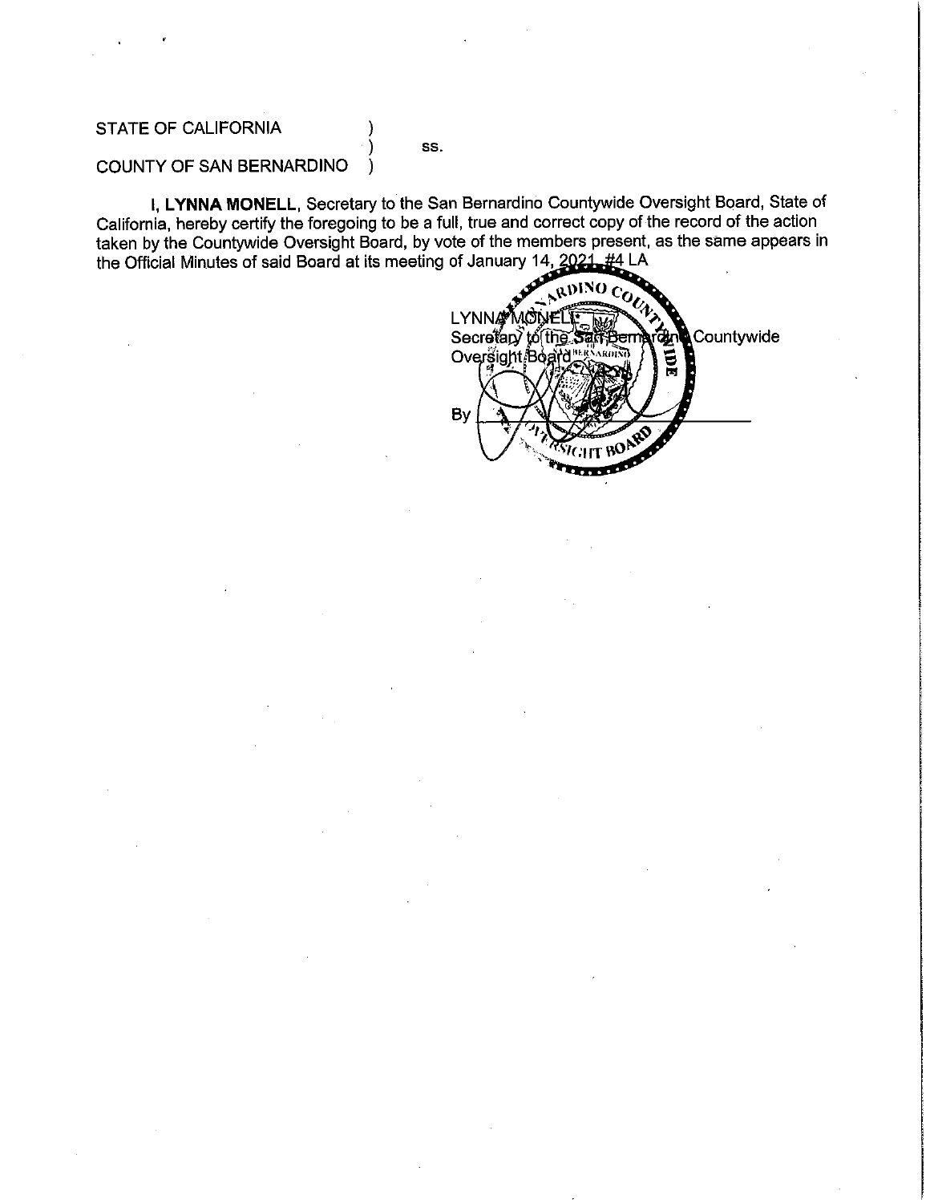STATE OF CALIFORNIA )
) ss.
COUNTY OF SAN BERNARDINO )

I, **LYNNA MONELL**, Secretary to the San Bernardino Countywide Oversight Board, State of California, hereby certify the foregoing to be a full, true and correct copy of the record of the action taken by the Countywide Oversight Board, by vote of the members present, as the same appears in the Official Minutes of said Board at its meeting of January 14, 2021. #4 LA

LYNNA MONELL
Secretary to the San Bernardino Countywide Oversight Board

By ______________________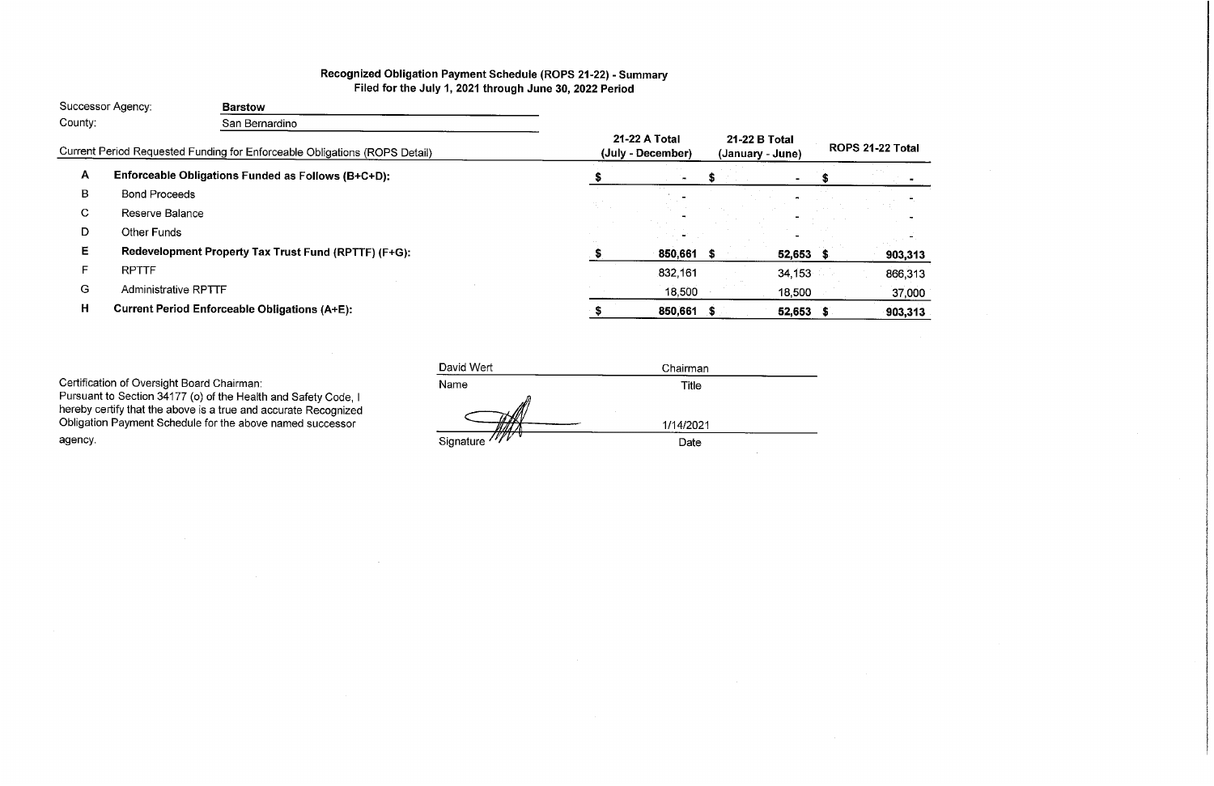# Recognized Obligation Payment Schedule (ROPS 21-22) - Summary

## Filed for the July 1, 2021 through June 30, 2022 Period

Successor Agency: **Barstow**

County: San Bernardino

| | Current Period Requested Funding for Enforceable Obligations (ROPS Detail) | 21-22 A Total (July - December) | 21-22 B Total (January - June) | ROPS 21-22 Total |
|---|---|---|---|---|
| **A** | **Enforceable Obligations Funded as Follows (B+C+D):** | **$ -** | **$ -** | **$ -** |
| B | Bond Proceeds | - | - | - |
| C | Reserve Balance | - | - | - |
| D | Other Funds | - | - | - |
| **E** | **Redevelopment Property Tax Trust Fund (RPTTF) (F+G):** | **$ 850,661** | **$ 52,653** | **$ 903,313** |
| F | RPTTF | 832,161 | 34,153 | 866,313 |
| G | Administrative RPTTF | 18,500 | 18,500 | 37,000 |
| **H** | **Current Period Enforceable Obligations (A+E):** | **$ 850,661** | **$ 52,653** | **$ 903,313** |

Certification of Oversight Board Chairman:
Pursuant to Section 34177 (o) of the Health and Safety Code, I hereby certify that the above is a true and accurate Recognized Obligation Payment Schedule for the above named successor agency.

| David Wert | Chairman |
|---|---|
| Name | Title |
| | 1/14/2021 |
| Signature | Date |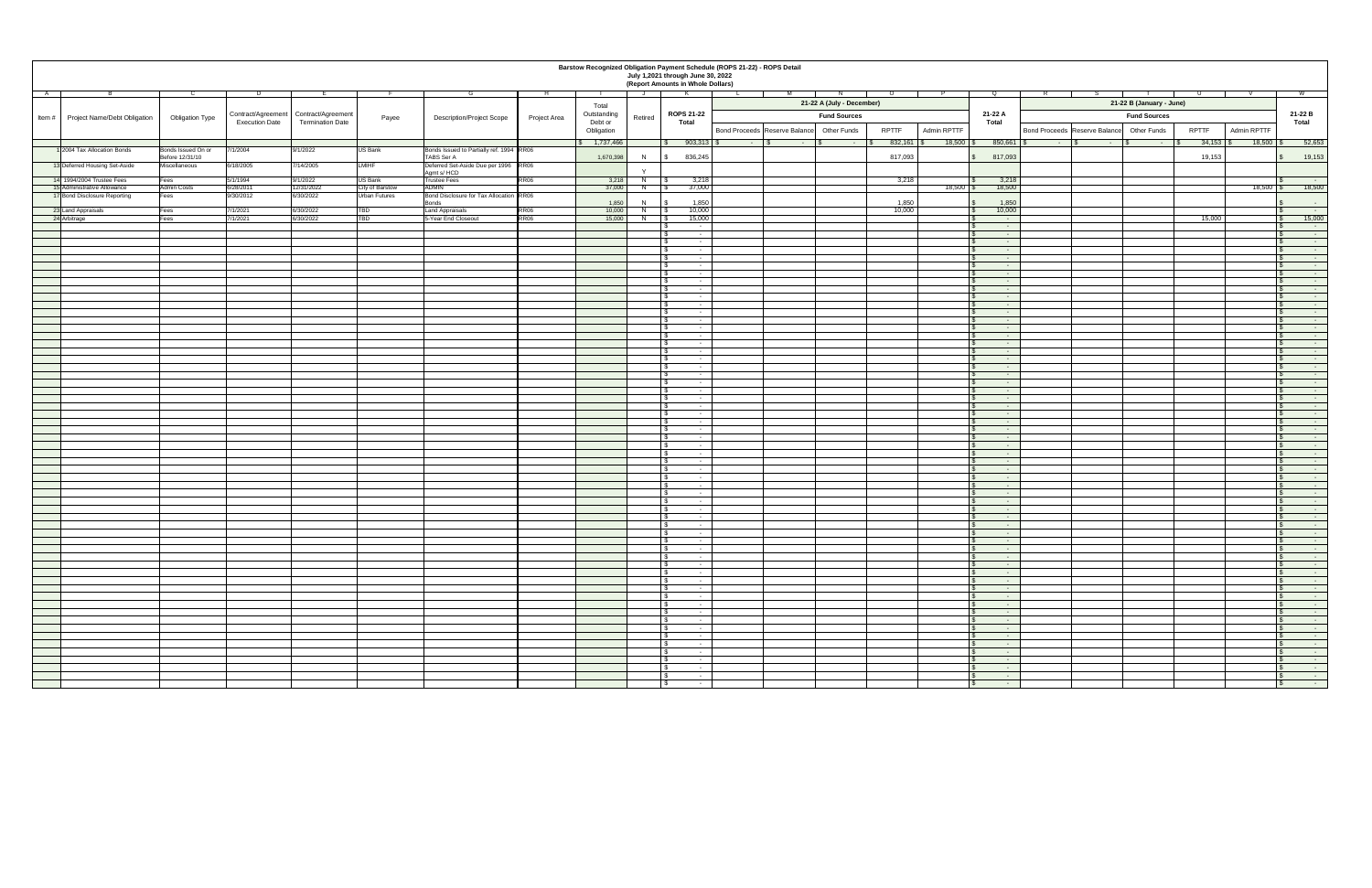# Barstow Recognized Obligation Payment Schedule (ROPS 21-22) - ROPS Detail

July 1,2021 through June 30, 2022

(Report Amounts in Whole Dollars)

| A | B | C | D | E | F | G | H | I | J | K | L | M | N | O | P | Q | R | S | T | U | V | W |
|---|---|---|---|---|---|---|---|---|---|---|---|---|---|---|---|---|---|---|---|---|---|---|
| | | | | | | | | | | | 21-22 A (July - December) | | | | | | 21-22 B (January - June) | | | | | |
| | | | | | | | | | | | Fund Sources | | | | | | Fund Sources | | | | | |
| Item # | Project Name/Debt Obligation | Obligation Type | Contract/Agreement Execution Date | Contract/Agreement Termination Date | Payee | Description/Project Scope | Project Area | Total Outstanding Debt or Obligation | Retired | ROPS 21-22 Total | Bond Proceeds | Reserve Balance | Other Funds | RPTTF | Admin RPTTF | 21-22 A Total | Bond Proceeds | Reserve Balance | Other Funds | RPTTF | Admin RPTTF | 21-22 B Total |
| | | | | | | | | $ 1,737,466 | | $ 903,313 | $ - | $ - | $ - | $ 832,161 | $ 18,500 | $ 850,661 | $ - | $ - | $ - | $ 34,153 | $ 18,500 | $ 52,653 |
| 1 | 2004 Tax Allocation Bonds | Bonds Issued On or Before 12/31/10 | 7/1/2004 | 9/1/2022 | US Bank | Bonds Issued to Partially ref. 1994 TABS Ser A | RR06 | 1,670,398 | N | $ 836,245 | | | | 817,093 | | $ 817,093 | | | | 19,153 | | $ 19,153 |
| 13 | Deferred Housing Set-Aside | Miscellaneous | 6/18/2005 | 7/14/2005 | LMIHF | Deferred Set-Aside Due per 1996 Agmt s/ HCD | RR06 | | Y | | | | | | | | | | | | | |
| 14 | 1994/2004 Trustee Fees | Fees | 5/1/1994 | 9/1/2022 | US Bank | Trustee Fees | RR06 | 3,218 | N | $ 3,218 | | | | 3,218 | | $ 3,218 | | | | | | $ - |
| 15 | Administrative Allowance | Admin Costs | 6/28/2011 | 12/31/2022 | City of Barstow | ADMIN | | 37,000 | N | $ 37,000 | | | | | 18,500 | $ 18,500 | | | | | 18,500 | $ 18,500 |
| 17 | Bond Disclosure Reporting | Fees | 9/30/2012 | 6/30/2022 | Urban Futures | Bond Disclosure for Tax Allocation Bonds | RR06 | 1,850 | N | $ 1,850 | | | | 1,850 | | $ 1,850 | | | | | | $ - |
| 23 | Land Appraisals | Fees | 7/1/2021 | 6/30/2022 | TBD | Land Appraisals | RR06 | 10,000 | N | $ 10,000 | | | | 10,000 | | $ 10,000 | | | | | | $ - |
| 24 | Arbitrage | Fees | 7/1/2021 | 6/30/2022 | TBD | 5-Year End Closeout | RR06 | 15,000 | N | $ 15,000 | | | | | | $ - | | | | 15,000 | | $ 15,000 |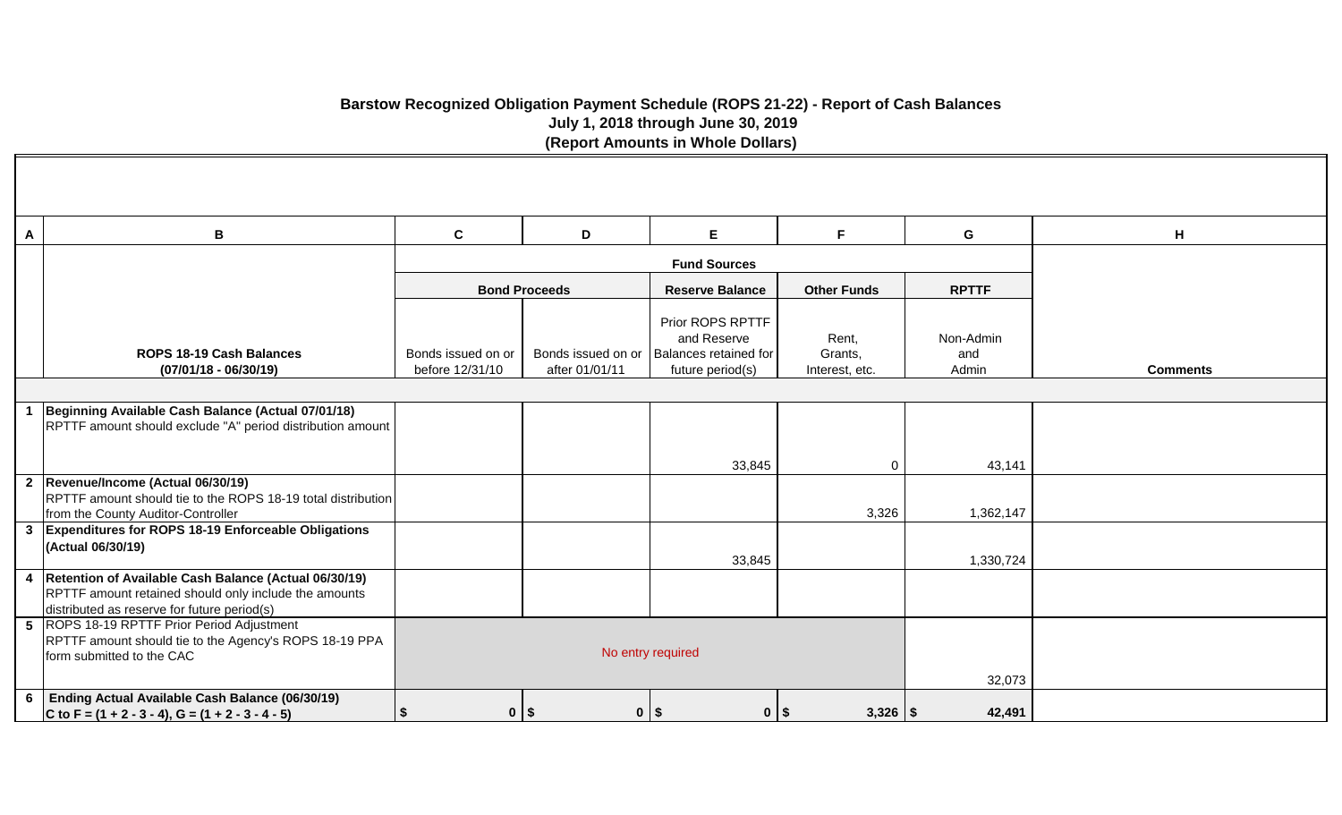# Barstow Recognized Obligation Payment Schedule (ROPS 21-22) - Report of Cash Balances
## July 1, 2018 through June 30, 2019
### (Report Amounts in Whole Dollars)

| A | B | C | D | E | F | G | H |
|---|---|---|---|---|---|---|---|
| | | **Fund Sources** | | | | | |
| | | **Bond Proceeds** | | **Reserve Balance** | **Other Funds** | **RPTTF** | |
| | **ROPS 18-19 Cash Balances (07/01/18 - 06/30/19)** | Bonds issued on or before 12/31/10 | Bonds issued on or after 01/01/11 | Prior ROPS RPTTF and Reserve Balances retained for future period(s) | Rent, Grants, Interest, etc. | Non-Admin and Admin | **Comments** |
| 1 | **Beginning Available Cash Balance (Actual 07/01/18)** RPTTF amount should exclude "A" period distribution amount | | | 33,845 | 0 | 43,141 | |
| 2 | **Revenue/Income (Actual 06/30/19)** RPTTF amount should tie to the ROPS 18-19 total distribution from the County Auditor-Controller | | | | 3,326 | 1,362,147 | |
| 3 | **Expenditures for ROPS 18-19 Enforceable Obligations (Actual 06/30/19)** | | | 33,845 | | 1,330,724 | |
| 4 | **Retention of Available Cash Balance (Actual 06/30/19)** RPTTF amount retained should only include the amounts distributed as reserve for future period(s) | | | | | | |
| 5 | ROPS 18-19 RPTTF Prior Period Adjustment RPTTF amount should tie to the Agency's ROPS 18-19 PPA form submitted to the CAC | No entry required | | | | 32,073 | |
| 6 | **Ending Actual Available Cash Balance (06/30/19) C to F = (1 + 2 - 3 - 4), G = (1 + 2 - 3 - 4 - 5)** | $ 0 | $ 0 | $ 0 | $ 3,326 | $ 42,491 | |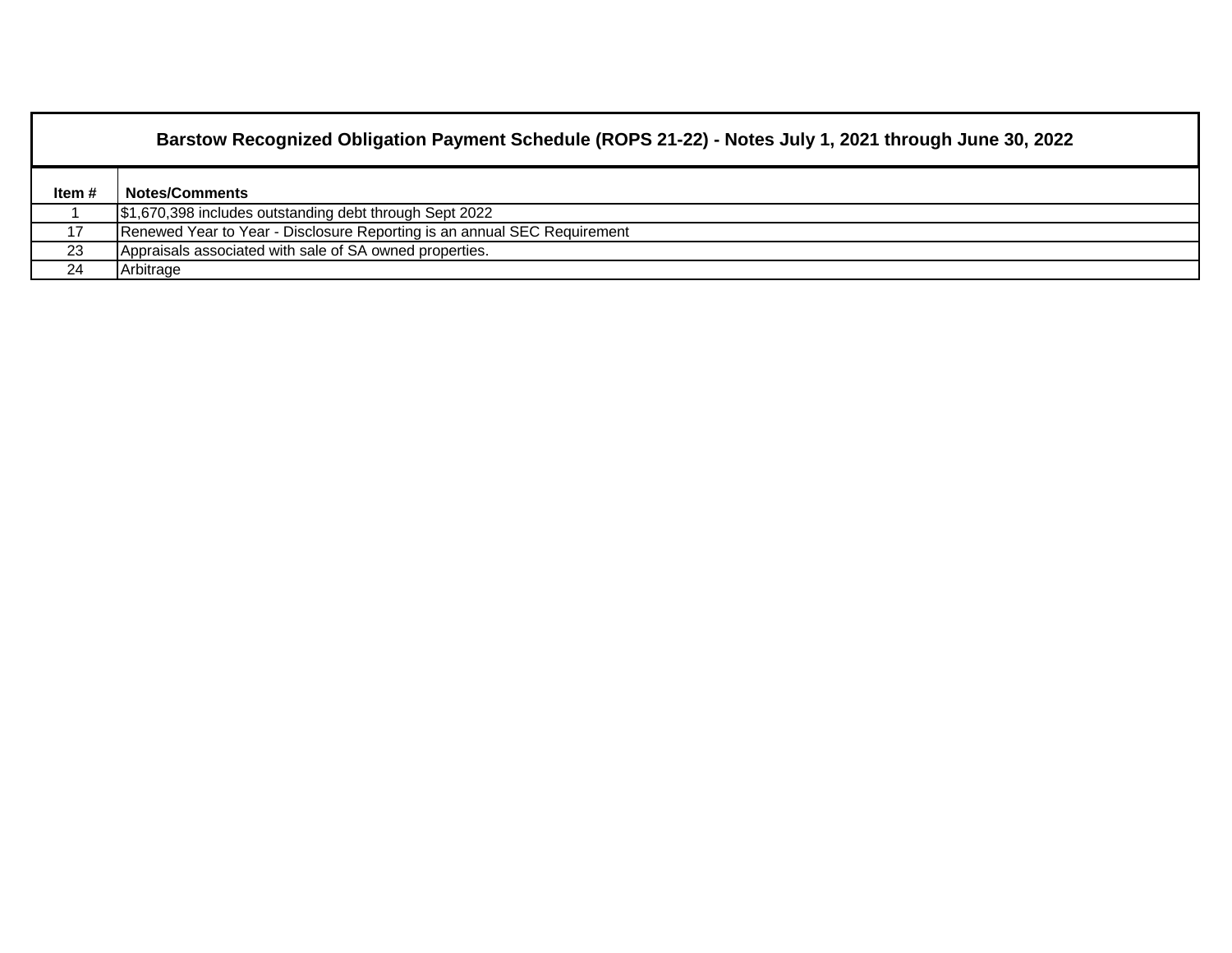# Barstow Recognized Obligation Payment Schedule (ROPS 21-22) - Notes July 1, 2021 through June 30, 2022

| Item # | Notes/Comments |
|---|---|
| 1 | $1,670,398 includes outstanding debt through Sept 2022 |
| 17 | Renewed Year to Year - Disclosure Reporting is an annual SEC Requirement |
| 23 | Appraisals associated with sale of SA owned properties. |
| 24 | Arbitrage |